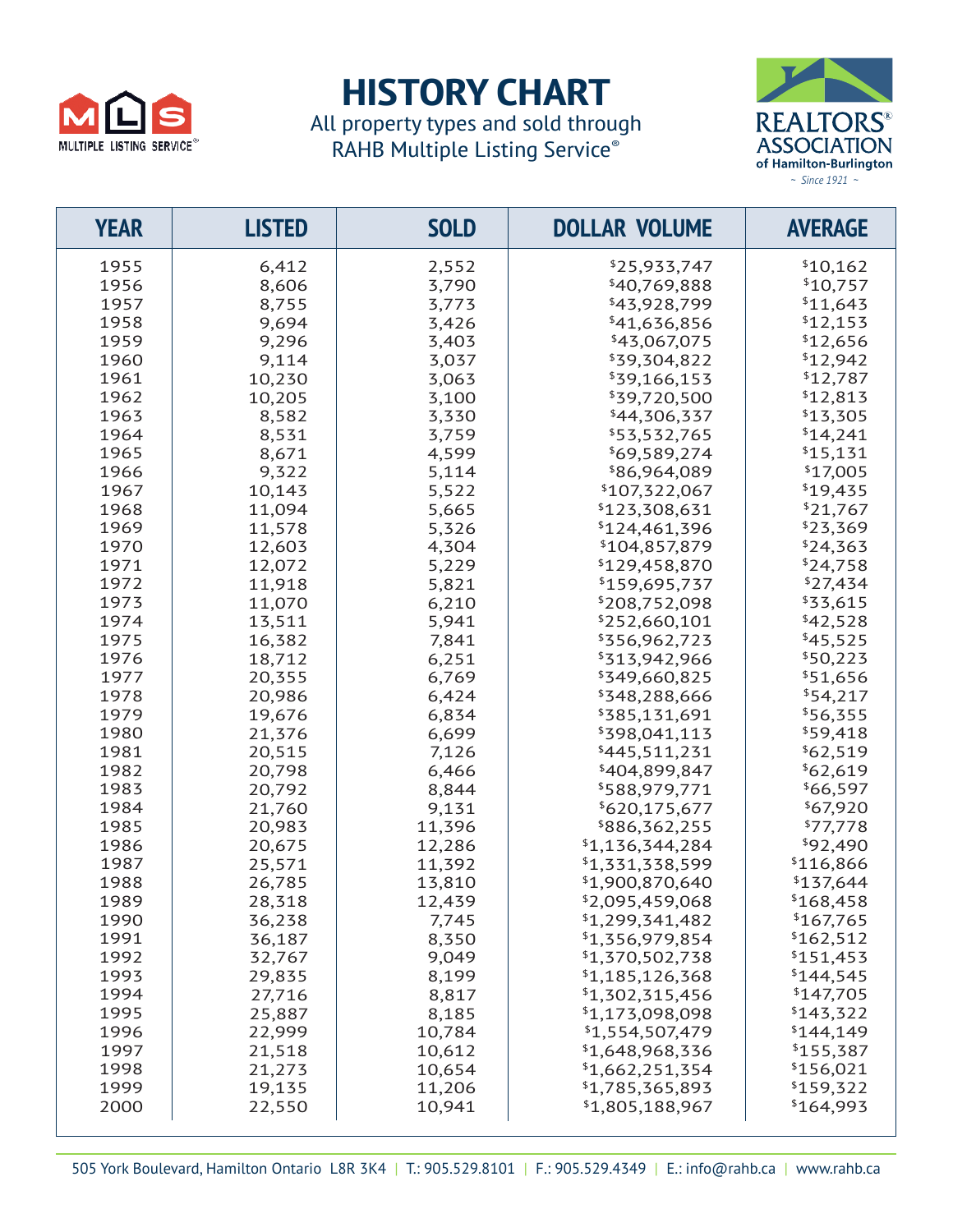# HISTORY CHART

All property types and sold through
RAHB Multiple Listing Service®

MULTIPLE LISTING SERVICE®

REALTORS® ASSOCIATION of Hamilton-Burlington ~ Since 1921 ~

| YEAR | LISTED | SOLD | DOLLAR VOLUME | AVERAGE |
|---|---|---|---|---|
| 1955 | 6,412 | 2,552 | $25,933,747 | $10,162 |
| 1956 | 8,606 | 3,790 | $40,769,888 | $10,757 |
| 1957 | 8,755 | 3,773 | $43,928,799 | $11,643 |
| 1958 | 9,694 | 3,426 | $41,636,856 | $12,153 |
| 1959 | 9,296 | 3,403 | $43,067,075 | $12,656 |
| 1960 | 9,114 | 3,037 | $39,304,822 | $12,942 |
| 1961 | 10,230 | 3,063 | $39,166,153 | $12,787 |
| 1962 | 10,205 | 3,100 | $39,720,500 | $12,813 |
| 1963 | 8,582 | 3,330 | $44,306,337 | $13,305 |
| 1964 | 8,531 | 3,759 | $53,532,765 | $14,241 |
| 1965 | 8,671 | 4,599 | $69,589,274 | $15,131 |
| 1966 | 9,322 | 5,114 | $86,964,089 | $17,005 |
| 1967 | 10,143 | 5,522 | $107,322,067 | $19,435 |
| 1968 | 11,094 | 5,665 | $123,308,631 | $21,767 |
| 1969 | 11,578 | 5,326 | $124,461,396 | $23,369 |
| 1970 | 12,603 | 4,304 | $104,857,879 | $24,363 |
| 1971 | 12,072 | 5,229 | $129,458,870 | $24,758 |
| 1972 | 11,918 | 5,821 | $159,695,737 | $27,434 |
| 1973 | 11,070 | 6,210 | $208,752,098 | $33,615 |
| 1974 | 13,511 | 5,941 | $252,660,101 | $42,528 |
| 1975 | 16,382 | 7,841 | $356,962,723 | $45,525 |
| 1976 | 18,712 | 6,251 | $313,942,966 | $50,223 |
| 1977 | 20,355 | 6,769 | $349,660,825 | $51,656 |
| 1978 | 20,986 | 6,424 | $348,288,666 | $54,217 |
| 1979 | 19,676 | 6,834 | $385,131,691 | $56,355 |
| 1980 | 21,376 | 6,699 | $398,041,113 | $59,418 |
| 1981 | 20,515 | 7,126 | $445,511,231 | $62,519 |
| 1982 | 20,798 | 6,466 | $404,899,847 | $62,619 |
| 1983 | 20,792 | 8,844 | $588,979,771 | $66,597 |
| 1984 | 21,760 | 9,131 | $620,175,677 | $67,920 |
| 1985 | 20,983 | 11,396 | $886,362,255 | $77,778 |
| 1986 | 20,675 | 12,286 | $1,136,344,284 | $92,490 |
| 1987 | 25,571 | 11,392 | $1,331,338,599 | $116,866 |
| 1988 | 26,785 | 13,810 | $1,900,870,640 | $137,644 |
| 1989 | 28,318 | 12,439 | $2,095,459,068 | $168,458 |
| 1990 | 36,238 | 7,745 | $1,299,341,482 | $167,765 |
| 1991 | 36,187 | 8,350 | $1,356,979,854 | $162,512 |
| 1992 | 32,767 | 9,049 | $1,370,502,738 | $151,453 |
| 1993 | 29,835 | 8,199 | $1,185,126,368 | $144,545 |
| 1994 | 27,716 | 8,817 | $1,302,315,456 | $147,705 |
| 1995 | 25,887 | 8,185 | $1,173,098,098 | $143,322 |
| 1996 | 22,999 | 10,784 | $1,554,507,479 | $144,149 |
| 1997 | 21,518 | 10,612 | $1,648,968,336 | $155,387 |
| 1998 | 21,273 | 10,654 | $1,662,251,354 | $156,021 |
| 1999 | 19,135 | 11,206 | $1,785,365,893 | $159,322 |
| 2000 | 22,550 | 10,941 | $1,805,188,967 | $164,993 |

505 York Boulevard, Hamilton Ontario L8R 3K4 | T.: 905.529.8101 | F.: 905.529.4349 | E.: info@rahb.ca | www.rahb.ca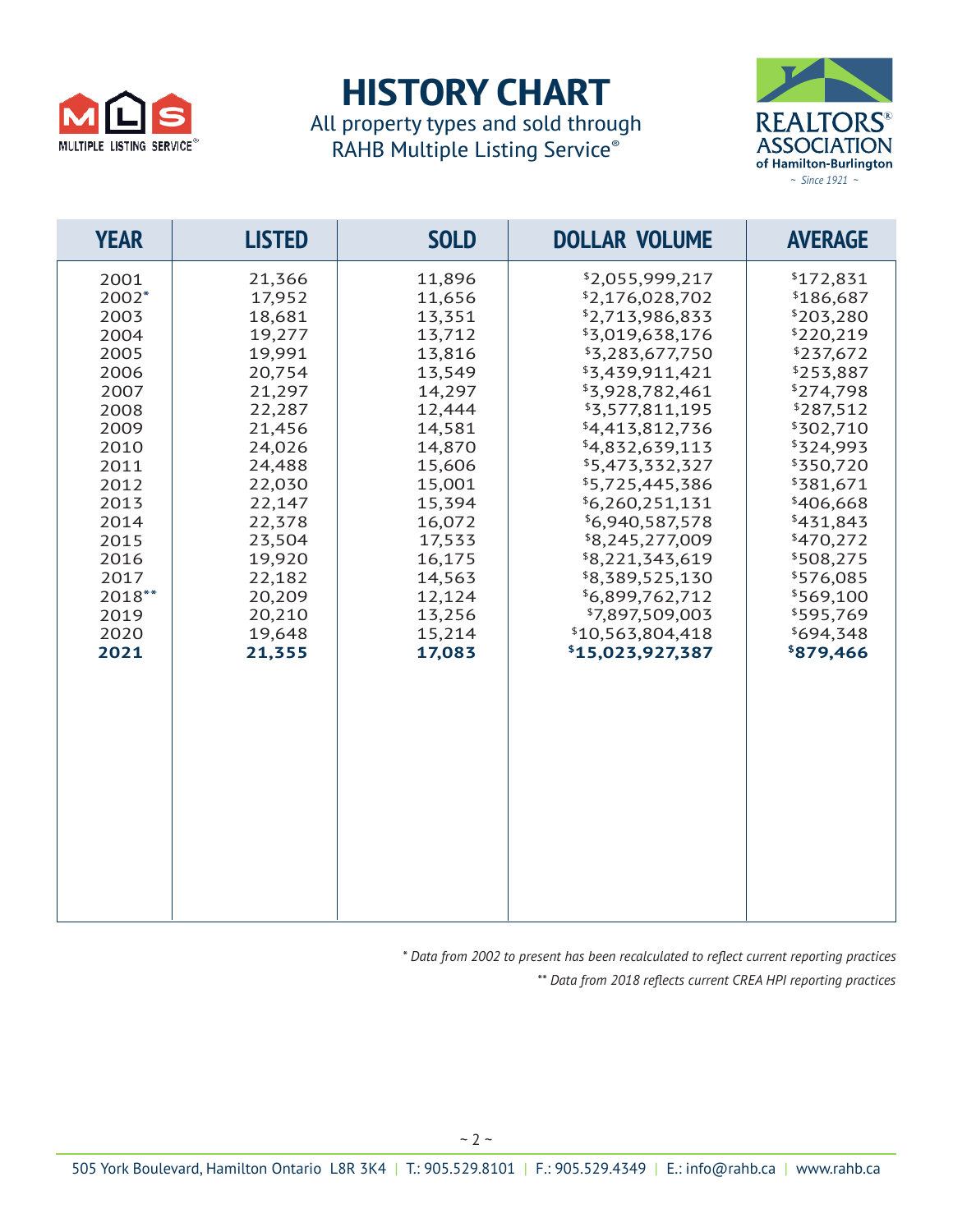# HISTORY CHART

All property types and sold through RAHB Multiple Listing Service®

REALTORS® ASSOCIATION of Hamilton-Burlington ~ Since 1921 ~

| YEAR | LISTED | SOLD | DOLLAR VOLUME | AVERAGE |
|---|---|---|---|---|
| 2001 | 21,366 | 11,896 | $2,055,999,217 | $172,831 |
| 2002* | 17,952 | 11,656 | $2,176,028,702 | $186,687 |
| 2003 | 18,681 | 13,351 | $2,713,986,833 | $203,280 |
| 2004 | 19,277 | 13,712 | $3,019,638,176 | $220,219 |
| 2005 | 19,991 | 13,816 | $3,283,677,750 | $237,672 |
| 2006 | 20,754 | 13,549 | $3,439,911,421 | $253,887 |
| 2007 | 21,297 | 14,297 | $3,928,782,461 | $274,798 |
| 2008 | 22,287 | 12,444 | $3,577,811,195 | $287,512 |
| 2009 | 21,456 | 14,581 | $4,413,812,736 | $302,710 |
| 2010 | 24,026 | 14,870 | $4,832,639,113 | $324,993 |
| 2011 | 24,488 | 15,606 | $5,473,332,327 | $350,720 |
| 2012 | 22,030 | 15,001 | $5,725,445,386 | $381,671 |
| 2013 | 22,147 | 15,394 | $6,260,251,131 | $406,668 |
| 2014 | 22,378 | 16,072 | $6,940,587,578 | $431,843 |
| 2015 | 23,504 | 17,533 | $8,245,277,009 | $470,272 |
| 2016 | 19,920 | 16,175 | $8,221,343,619 | $508,275 |
| 2017 | 22,182 | 14,563 | $8,389,525,130 | $576,085 |
| 2018** | 20,209 | 12,124 | $6,899,762,712 | $569,100 |
| 2019 | 20,210 | 13,256 | $7,897,509,003 | $595,769 |
| 2020 | 19,648 | 15,214 | $10,563,804,418 | $694,348 |
| **2021** | **21,355** | **17,083** | **$15,023,927,387** | **$879,466** |

*\* Data from 2002 to present has been recalculated to reflect current reporting practices*

*\*\* Data from 2018 reflects current CREA HPI reporting practices*

505 York Boulevard, Hamilton Ontario L8R 3K4 | T.: 905.529.8101 | F.: 905.529.4349 | E.: info@rahb.ca | www.rahb.ca